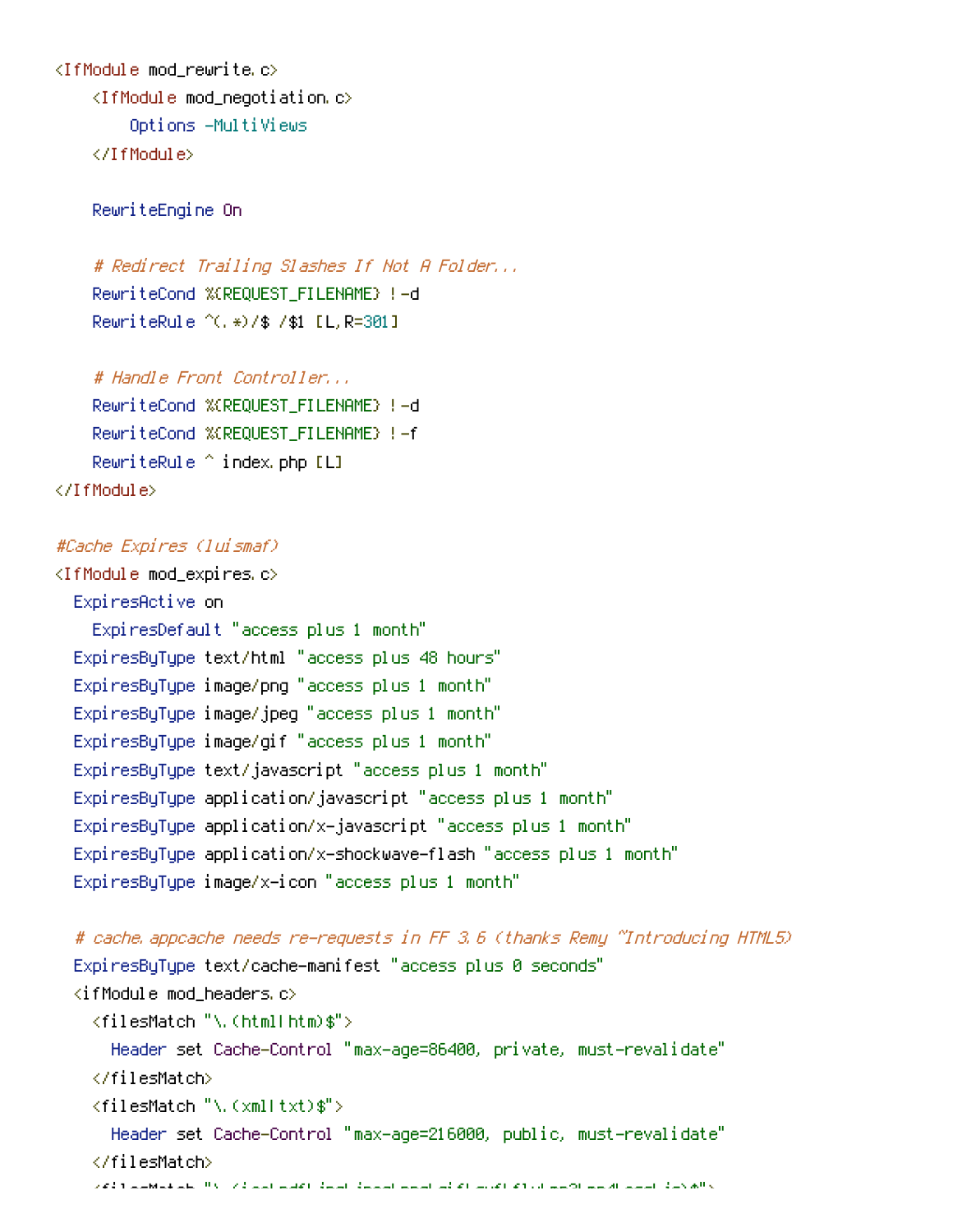```
<IfModule mod_rewrite.c>
    <IfModule mod_negotiation.c>
        Options -MultiViews
    </IfModule>

    RewriteEngine On

    # Redirect Trailing Slashes If Not A Folder...
    RewriteCond %{REQUEST_FILENAME} !-d
    RewriteRule ^(.*)/$ /$1 [L,R=301]

    # Handle Front Controller...
    RewriteCond %{REQUEST_FILENAME} !-d
    RewriteCond %{REQUEST_FILENAME} !-f
    RewriteRule ^ index.php [L]
</IfModule>

#Cache Expires (luismaf)
<IfModule mod_expires.c>
  ExpiresActive on
    ExpiresDefault "access plus 1 month"
  ExpiresByType text/html "access plus 48 hours"
  ExpiresByType image/png "access plus 1 month"
  ExpiresByType image/jpeg "access plus 1 month"
  ExpiresByType image/gif "access plus 1 month"
  ExpiresByType text/javascript "access plus 1 month"
  ExpiresByType application/javascript "access plus 1 month"
  ExpiresByType application/x-javascript "access plus 1 month"
  ExpiresByType application/x-shockwave-flash "access plus 1 month"
  ExpiresByType image/x-icon "access plus 1 month"

  # cache.appcache needs re-requests in FF 3.6 (thanks Remy ~Introducing HTML5)
  ExpiresByType text/cache-manifest "access plus 0 seconds"
  <ifModule mod_headers.c>
    <filesMatch "\.(html|htm)$">
      Header set Cache-Control "max-age=86400, private, must-revalidate"
    </filesMatch>
    <filesMatch "\.(xml|txt)$">
      Header set Cache-Control "max-age=216000, public, must-revalidate"
    </filesMatch>
```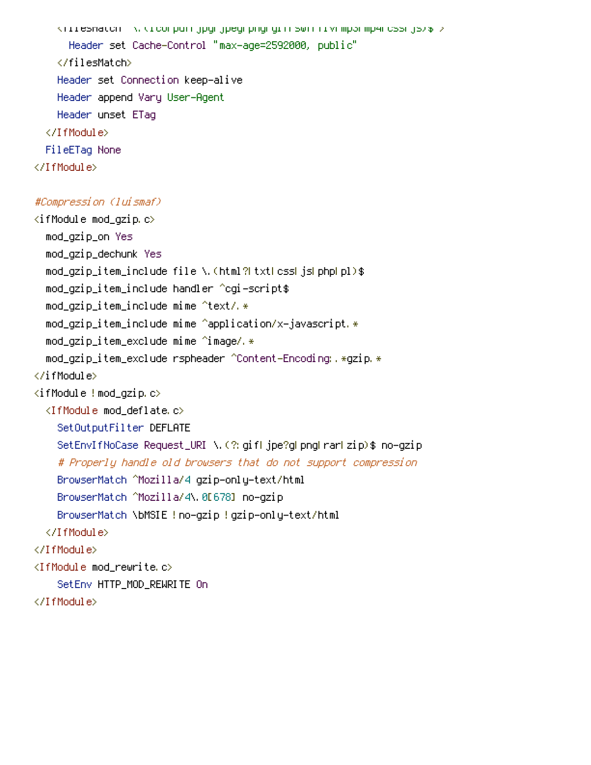```
    <filesMatch "\.(ico|pdf|jpg|jpeg|png|gif|swf|flv|mp3|mp4|css|js)$">
      Header set Cache-Control "max-age=2592000, public"
    </filesMatch>
    Header set Connection keep-alive
    Header append Vary User-Agent
    Header unset ETag
  </IfModule>
  FileETag None
</IfModule>

#Compression (luismaf)
<ifModule mod_gzip.c>
  mod_gzip_on Yes
  mod_gzip_dechunk Yes
  mod_gzip_item_include file \.(html?|txt|css|js|php|pl)$
  mod_gzip_item_include handler ^cgi-script$
  mod_gzip_item_include mime ^text/.*
  mod_gzip_item_include mime ^application/x-javascript.*
  mod_gzip_item_exclude mime ^image/.*
  mod_gzip_item_exclude rspheader ^Content-Encoding:.*gzip.*
</ifModule>
<ifModule !mod_gzip.c>
  <IfModule mod_deflate.c>
    SetOutputFilter DEFLATE
    SetEnvIfNoCase Request_URI \.(?:gif|jpe?g|png|rar|zip)$ no-gzip
    # Properly handle old browsers that do not support compression
    BrowserMatch ^Mozilla/4 gzip-only-text/html
    BrowserMatch ^Mozilla/4\.0[678] no-gzip
    BrowserMatch \bMSIE !no-gzip !gzip-only-text/html
  </IfModule>
</IfModule>
<IfModule mod_rewrite.c>
    SetEnv HTTP_MOD_REWRITE On
</IfModule>
```